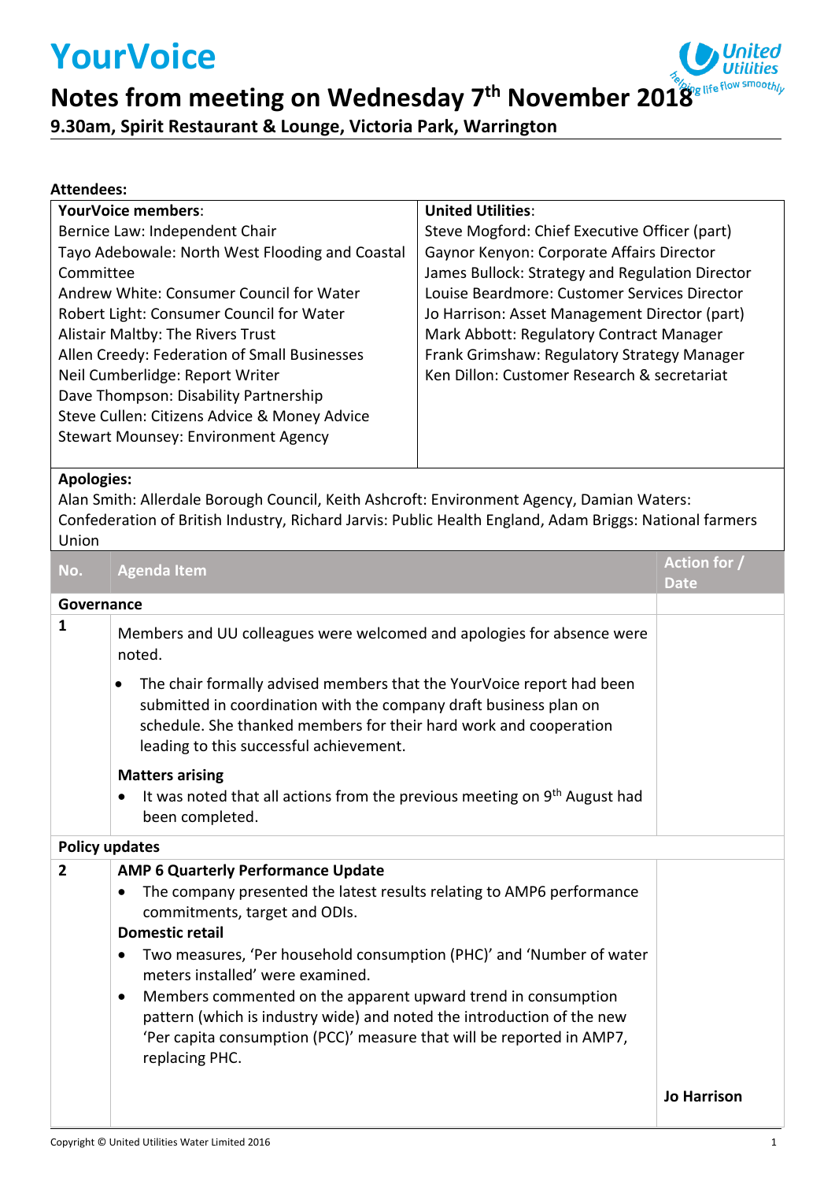# YourVoice

## Notes from meeting on Wednesday 7th November 2018

### 9.30am, Spirit Restaurant & Lounge, Victoria Park, Warrington

**Attendees:**

| **YourVoice members**: | **United Utilities**: |
|---|---|
| Bernice Law: Independent Chair | Steve Mogford: Chief Executive Officer (part) |
| Tayo Adebowale: North West Flooding and Coastal Committee | Gaynor Kenyon: Corporate Affairs Director |
| Andrew White: Consumer Council for Water | James Bullock: Strategy and Regulation Director |
| Robert Light: Consumer Council for Water | Louise Beardmore: Customer Services Director |
| Alistair Maltby: The Rivers Trust | Jo Harrison: Asset Management Director (part) |
| Allen Creedy: Federation of Small Businesses | Mark Abbott: Regulatory Contract Manager |
| Neil Cumberlidge: Report Writer | Frank Grimshaw: Regulatory Strategy Manager |
| Dave Thompson: Disability Partnership | Ken Dillon: Customer Research & secretariat |
| Steve Cullen: Citizens Advice & Money Advice | |
| Stewart Mounsey: Environment Agency | |

**Apologies:**
Alan Smith: Allerdale Borough Council, Keith Ashcroft: Environment Agency, Damian Waters: Confederation of British Industry, Richard Jarvis: Public Health England, Adam Briggs: National farmers Union

| No. | Agenda Item | Action for / Date |
|---|---|---|
| **Governance** | | |
| **1** | Members and UU colleagues were welcomed and apologies for absence were noted.<br>• The chair formally advised members that the YourVoice report had been submitted in coordination with the company draft business plan on schedule. She thanked members for their hard work and cooperation leading to this successful achievement.<br>**Matters arising**<br>• It was noted that all actions from the previous meeting on 9th August had been completed. | |
| **Policy updates** | | |
| **2** | **AMP 6 Quarterly Performance Update**<br>• The company presented the latest results relating to AMP6 performance commitments, target and ODIs.<br>**Domestic retail**<br>• Two measures, 'Per household consumption (PHC)' and 'Number of water meters installed' were examined.<br>• Members commented on the apparent upward trend in consumption pattern (which is industry wide) and noted the introduction of the new 'Per capita consumption (PCC)' measure that will be reported in AMP7, replacing PHC. | **Jo Harrison** |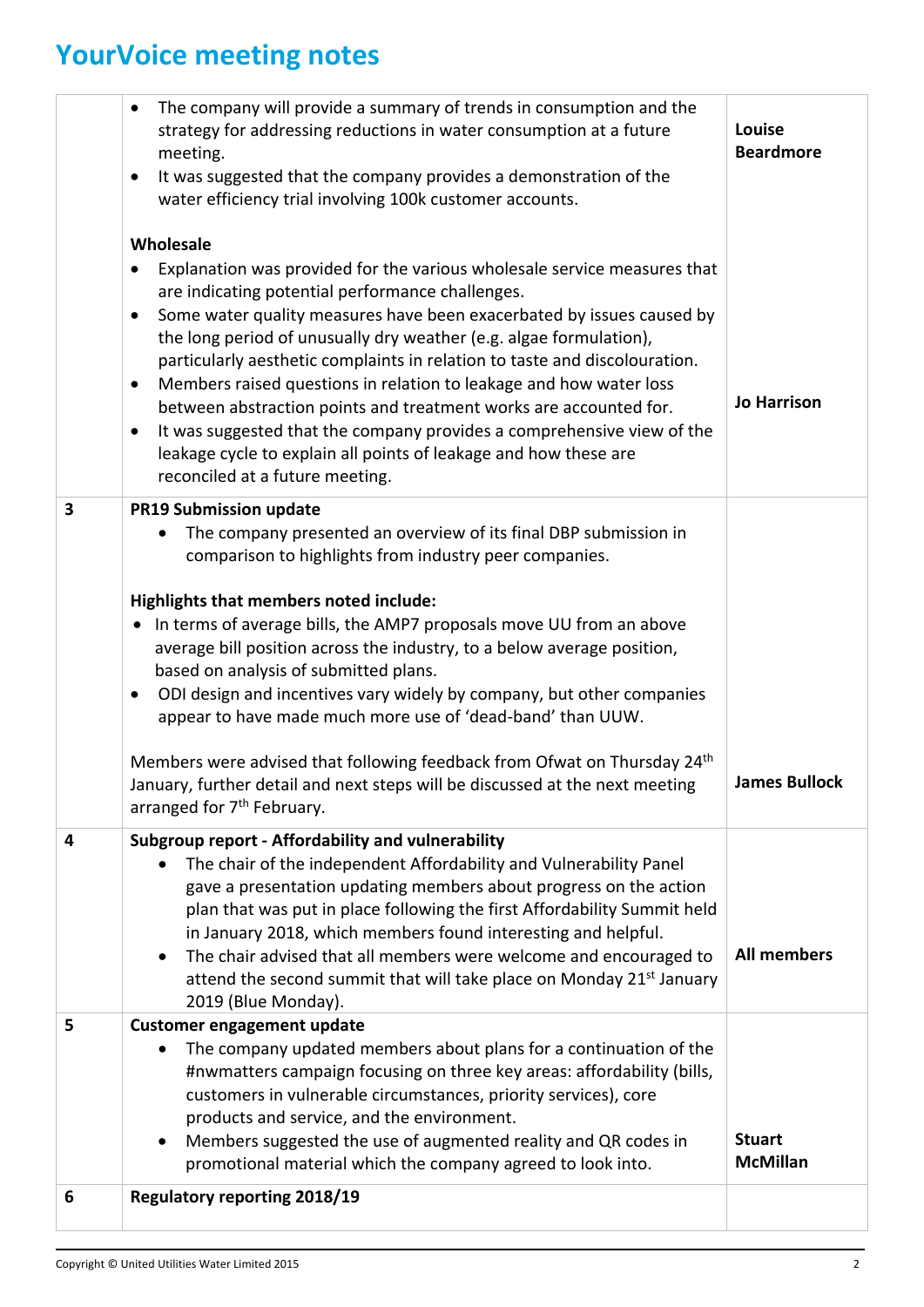# YourVoice meeting notes

| | | |
|---|---|---|
| | • The company will provide a summary of trends in consumption and the strategy for addressing reductions in water consumption at a future meeting.<br>• It was suggested that the company provides a demonstration of the water efficiency trial involving 100k customer accounts. | **Louise Beardmore** |
| | **Wholesale**<br>• Explanation was provided for the various wholesale service measures that are indicating potential performance challenges.<br>• Some water quality measures have been exacerbated by issues caused by the long period of unusually dry weather (e.g. algae formulation), particularly aesthetic complaints in relation to taste and discolouration.<br>• Members raised questions in relation to leakage and how water loss between abstraction points and treatment works are accounted for.<br>• It was suggested that the company provides a comprehensive view of the leakage cycle to explain all points of leakage and how these are reconciled at a future meeting. | **Jo Harrison** |
| **3** | **PR19 Submission update**<br>• The company presented an overview of its final DBP submission in comparison to highlights from industry peer companies.<br><br>**Highlights that members noted include:**<br>• In terms of average bills, the AMP7 proposals move UU from an above average bill position across the industry, to a below average position, based on analysis of submitted plans.<br>• ODI design and incentives vary widely by company, but other companies appear to have made much more use of 'dead-band' than UUW.<br><br>Members were advised that following feedback from Ofwat on Thursday 24th January, further detail and next steps will be discussed at the next meeting arranged for 7th February. | **James Bullock** |
| **4** | **Subgroup report - Affordability and vulnerability**<br>• The chair of the independent Affordability and Vulnerability Panel gave a presentation updating members about progress on the action plan that was put in place following the first Affordability Summit held in January 2018, which members found interesting and helpful.<br>• The chair advised that all members were welcome and encouraged to attend the second summit that will take place on Monday 21st January 2019 (Blue Monday). | **All members** |
| **5** | **Customer engagement update**<br>• The company updated members about plans for a continuation of the #nwmatters campaign focusing on three key areas: affordability (bills, customers in vulnerable circumstances, priority services), core products and service, and the environment.<br>• Members suggested the use of augmented reality and QR codes in promotional material which the company agreed to look into. | **Stuart McMillan** |
| **6** | **Regulatory reporting 2018/19** | |

Copyright © United Utilities Water Limited 2015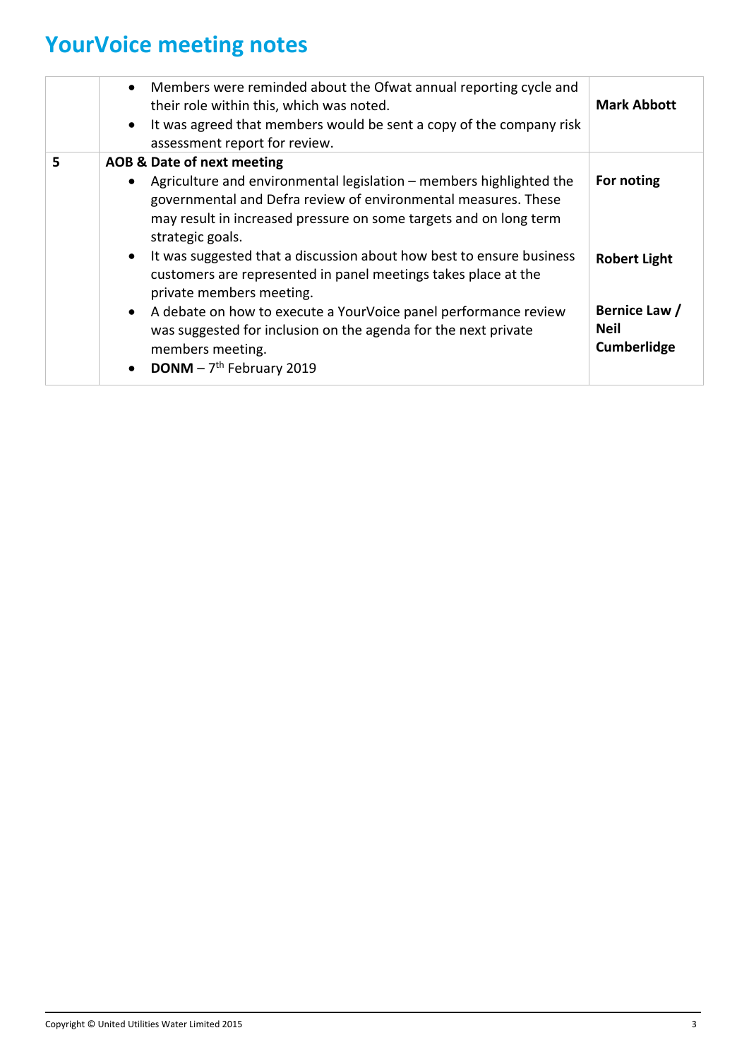# YourVoice meeting notes

| | | |
|---|---|---|
| | • Members were reminded about the Ofwat annual reporting cycle and their role within this, which was noted.<br>• It was agreed that members would be sent a copy of the company risk assessment report for review. | **Mark Abbott** |
| 5 | **AOB & Date of next meeting**<br>• Agriculture and environmental legislation – members highlighted the governmental and Defra review of environmental measures. These may result in increased pressure on some targets and on long term strategic goals.<br>• It was suggested that a discussion about how best to ensure business customers are represented in panel meetings takes place at the private members meeting.<br>• A debate on how to execute a YourVoice panel performance review was suggested for inclusion on the agenda for the next private members meeting.<br>• **DONM** – 7th February 2019 | **For noting**<br><br>**Robert Light**<br><br>**Bernice Law / Neil Cumberlidge** |

Copyright © United Utilities Water Limited 2015